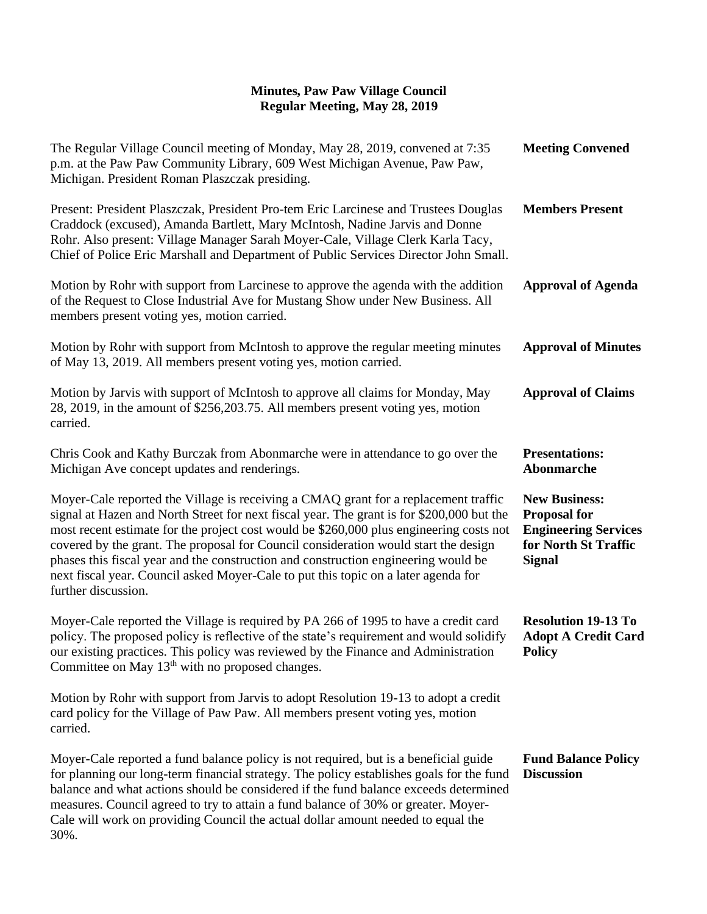# Minutes, Paw Paw Village Council
## Regular Meeting, May 28, 2019

**Meeting Convened**

The Regular Village Council meeting of Monday, May 28, 2019, convened at 7:35 p.m. at the Paw Paw Community Library, 609 West Michigan Avenue, Paw Paw, Michigan. President Roman Plaszczak presiding.

**Members Present**

Present: President Plaszczak, President Pro-tem Eric Larcinese and Trustees Douglas Craddock (excused), Amanda Bartlett, Mary McIntosh, Nadine Jarvis and Donne Rohr. Also present: Village Manager Sarah Moyer-Cale, Village Clerk Karla Tacy, Chief of Police Eric Marshall and Department of Public Services Director John Small.

**Approval of Agenda**

Motion by Rohr with support from Larcinese to approve the agenda with the addition of the Request to Close Industrial Ave for Mustang Show under New Business. All members present voting yes, motion carried.

**Approval of Minutes**

Motion by Rohr with support from McIntosh to approve the regular meeting minutes of May 13, 2019. All members present voting yes, motion carried.

**Approval of Claims**

Motion by Jarvis with support of McIntosh to approve all claims for Monday, May 28, 2019, in the amount of $256,203.75. All members present voting yes, motion carried.

**Presentations: Abonmarche**

Chris Cook and Kathy Burczak from Abonmarche were in attendance to go over the Michigan Ave concept updates and renderings.

**New Business: Proposal for Engineering Services for North St Traffic Signal**

Moyer-Cale reported the Village is receiving a CMAQ grant for a replacement traffic signal at Hazen and North Street for next fiscal year. The grant is for $200,000 but the most recent estimate for the project cost would be $260,000 plus engineering costs not covered by the grant. The proposal for Council consideration would start the design phases this fiscal year and the construction and construction engineering would be next fiscal year. Council asked Moyer-Cale to put this topic on a later agenda for further discussion.

**Resolution 19-13 To Adopt A Credit Card Policy**

Moyer-Cale reported the Village is required by PA 266 of 1995 to have a credit card policy. The proposed policy is reflective of the state's requirement and would solidify our existing practices. This policy was reviewed by the Finance and Administration Committee on May 13th with no proposed changes.

Motion by Rohr with support from Jarvis to adopt Resolution 19-13 to adopt a credit card policy for the Village of Paw Paw. All members present voting yes, motion carried.

**Fund Balance Policy Discussion**

Moyer-Cale reported a fund balance policy is not required, but is a beneficial guide for planning our long-term financial strategy. The policy establishes goals for the fund balance and what actions should be considered if the fund balance exceeds determined measures. Council agreed to try to attain a fund balance of 30% or greater. Moyer-Cale will work on providing Council the actual dollar amount needed to equal the 30%.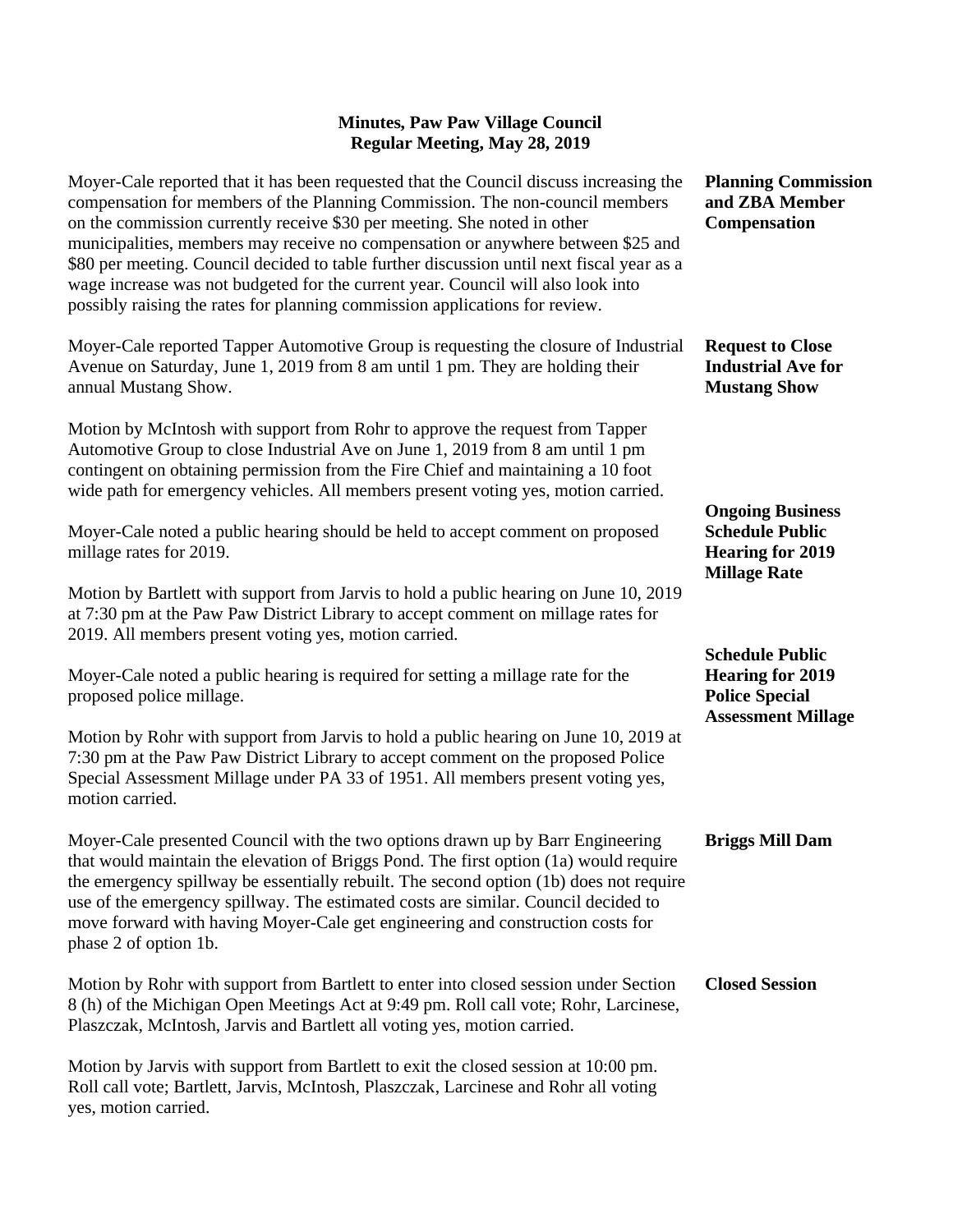**Minutes, Paw Paw Village Council**
**Regular Meeting, May 28, 2019**

**Planning Commission and ZBA Member Compensation**

Moyer-Cale reported that it has been requested that the Council discuss increasing the compensation for members of the Planning Commission. The non-council members on the commission currently receive $30 per meeting. She noted in other municipalities, members may receive no compensation or anywhere between $25 and $80 per meeting. Council decided to table further discussion until next fiscal year as a wage increase was not budgeted for the current year. Council will also look into possibly raising the rates for planning commission applications for review.

**Request to Close Industrial Ave for Mustang Show**

Moyer-Cale reported Tapper Automotive Group is requesting the closure of Industrial Avenue on Saturday, June 1, 2019 from 8 am until 1 pm. They are holding their annual Mustang Show.

Motion by McIntosh with support from Rohr to approve the request from Tapper Automotive Group to close Industrial Ave on June 1, 2019 from 8 am until 1 pm contingent on obtaining permission from the Fire Chief and maintaining a 10 foot wide path for emergency vehicles. All members present voting yes, motion carried.

**Ongoing Business Schedule Public Hearing for 2019 Millage Rate**

Moyer-Cale noted a public hearing should be held to accept comment on proposed millage rates for 2019.

Motion by Bartlett with support from Jarvis to hold a public hearing on June 10, 2019 at 7:30 pm at the Paw Paw District Library to accept comment on millage rates for 2019. All members present voting yes, motion carried.

**Schedule Public Hearing for 2019 Police Special Assessment Millage**

Moyer-Cale noted a public hearing is required for setting a millage rate for the proposed police millage.

Motion by Rohr with support from Jarvis to hold a public hearing on June 10, 2019 at 7:30 pm at the Paw Paw District Library to accept comment on the proposed Police Special Assessment Millage under PA 33 of 1951. All members present voting yes, motion carried.

**Briggs Mill Dam**

Moyer-Cale presented Council with the two options drawn up by Barr Engineering that would maintain the elevation of Briggs Pond. The first option (1a) would require the emergency spillway be essentially rebuilt. The second option (1b) does not require use of the emergency spillway. The estimated costs are similar. Council decided to move forward with having Moyer-Cale get engineering and construction costs for phase 2 of option 1b.

**Closed Session**

Motion by Rohr with support from Bartlett to enter into closed session under Section 8 (h) of the Michigan Open Meetings Act at 9:49 pm. Roll call vote; Rohr, Larcinese, Plaszczak, McIntosh, Jarvis and Bartlett all voting yes, motion carried.

Motion by Jarvis with support from Bartlett to exit the closed session at 10:00 pm. Roll call vote; Bartlett, Jarvis, McIntosh, Plaszczak, Larcinese and Rohr all voting yes, motion carried.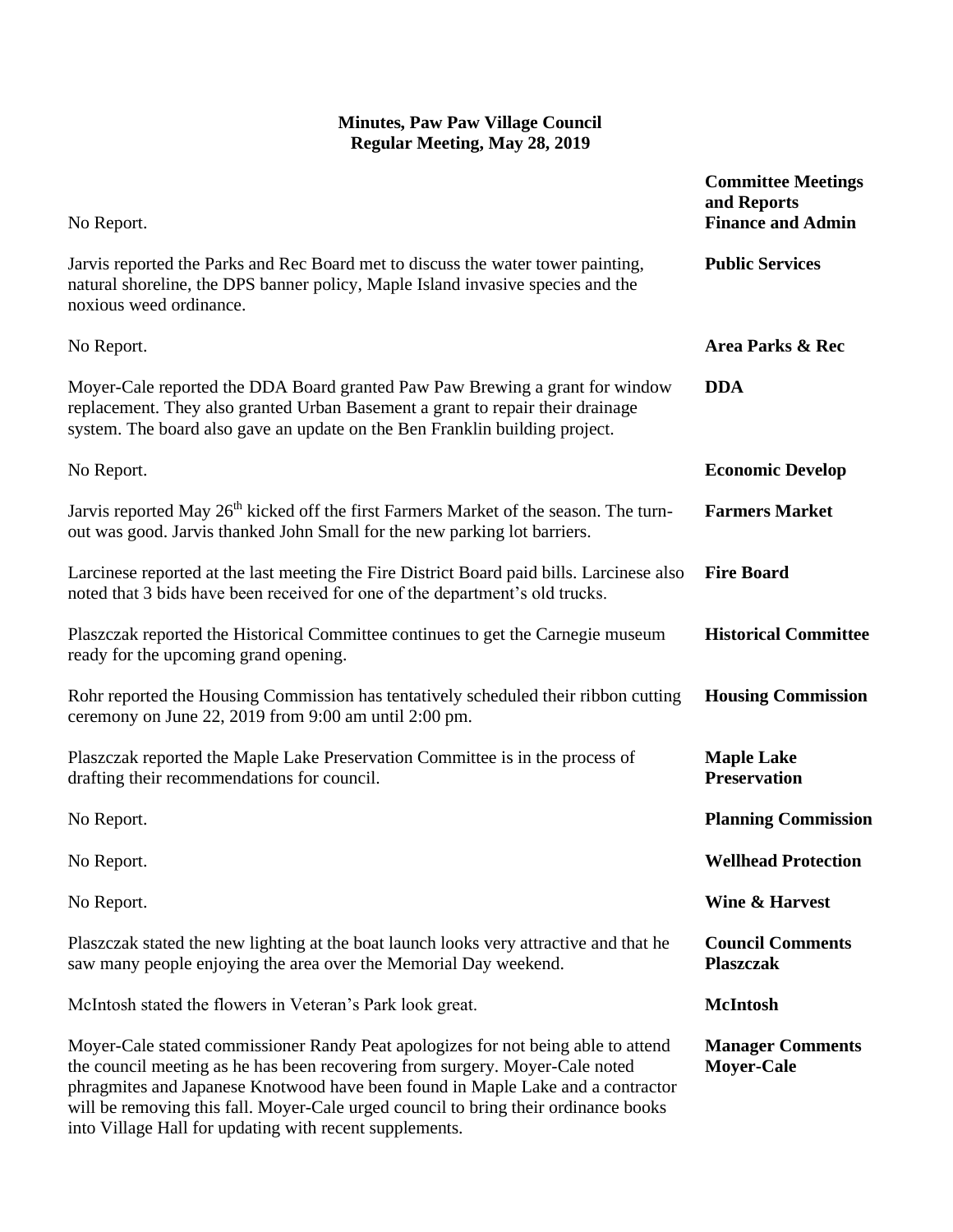**Minutes, Paw Paw Village Council**
**Regular Meeting, May 28, 2019**

**Committee Meetings and Reports**

**Finance and Admin**
No Report.

**Public Services**
Jarvis reported the Parks and Rec Board met to discuss the water tower painting, natural shoreline, the DPS banner policy, Maple Island invasive species and the noxious weed ordinance.

**Area Parks & Rec**
No Report.

**DDA**
Moyer-Cale reported the DDA Board granted Paw Paw Brewing a grant for window replacement. They also granted Urban Basement a grant to repair their drainage system. The board also gave an update on the Ben Franklin building project.

**Economic Develop**
No Report.

**Farmers Market**
Jarvis reported May 26th kicked off the first Farmers Market of the season. The turn-out was good. Jarvis thanked John Small for the new parking lot barriers.

**Fire Board**
Larcinese reported at the last meeting the Fire District Board paid bills. Larcinese also noted that 3 bids have been received for one of the department's old trucks.

**Historical Committee**
Plaszczak reported the Historical Committee continues to get the Carnegie museum ready for the upcoming grand opening.

**Housing Commission**
Rohr reported the Housing Commission has tentatively scheduled their ribbon cutting ceremony on June 22, 2019 from 9:00 am until 2:00 pm.

**Maple Lake Preservation**
Plaszczak reported the Maple Lake Preservation Committee is in the process of drafting their recommendations for council.

**Planning Commission**
No Report.

**Wellhead Protection**
No Report.

**Wine & Harvest**
No Report.

**Council Comments**

**Plaszczak**
Plaszczak stated the new lighting at the boat launch looks very attractive and that he saw many people enjoying the area over the Memorial Day weekend.

**McIntosh**
McIntosh stated the flowers in Veteran's Park look great.

**Manager Comments**

**Moyer-Cale**
Moyer-Cale stated commissioner Randy Peat apologizes for not being able to attend the council meeting as he has been recovering from surgery. Moyer-Cale noted phragmites and Japanese Knotwood have been found in Maple Lake and a contractor will be removing this fall. Moyer-Cale urged council to bring their ordinance books into Village Hall for updating with recent supplements.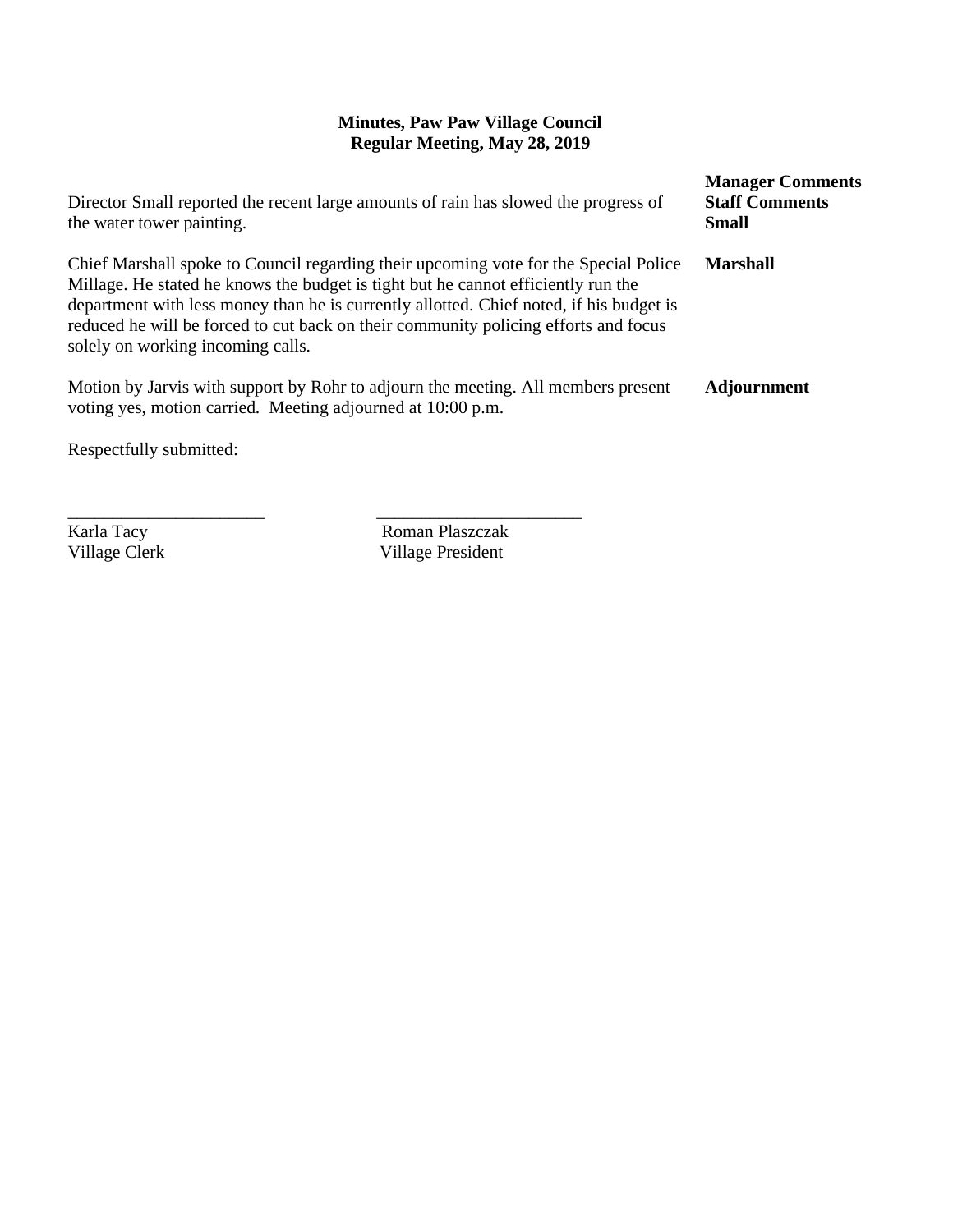**Minutes, Paw Paw Village Council**
**Regular Meeting, May 28, 2019**

**Manager Comments**
**Staff Comments**
**Small**

Director Small reported the recent large amounts of rain has slowed the progress of the water tower painting.

**Marshall**

Chief Marshall spoke to Council regarding their upcoming vote for the Special Police Millage. He stated he knows the budget is tight but he cannot efficiently run the department with less money than he is currently allotted. Chief noted, if his budget is reduced he will be forced to cut back on their community policing efforts and focus solely on working incoming calls.

**Adjournment**

Motion by Jarvis with support by Rohr to adjourn the meeting. All members present voting yes, motion carried. Meeting adjourned at 10:00 p.m.

Respectfully submitted:

______________________ ______________________

Karla Tacy — Village Clerk

Roman Plaszczak — Village President